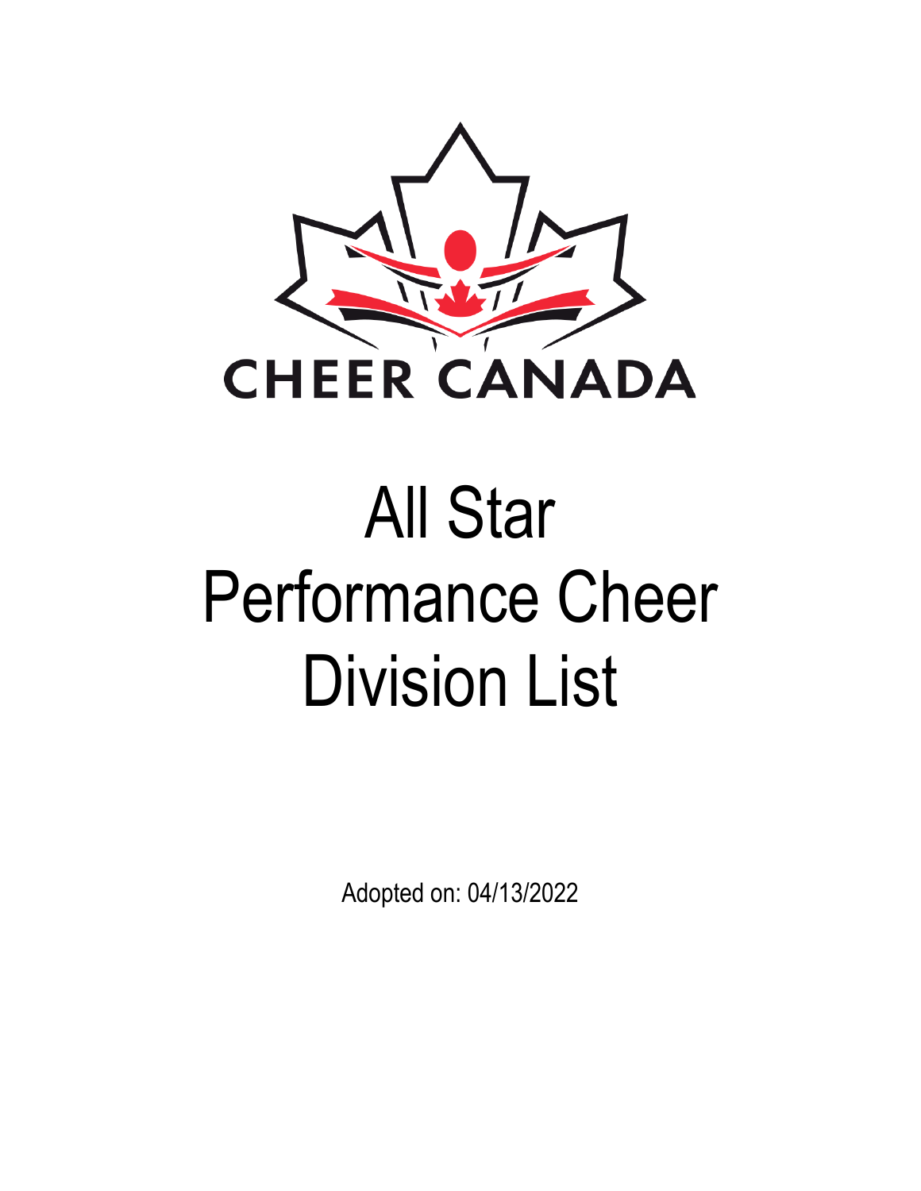CHEER CANADA

# All Star Performance Cheer Division List

Adopted on: 04/13/2022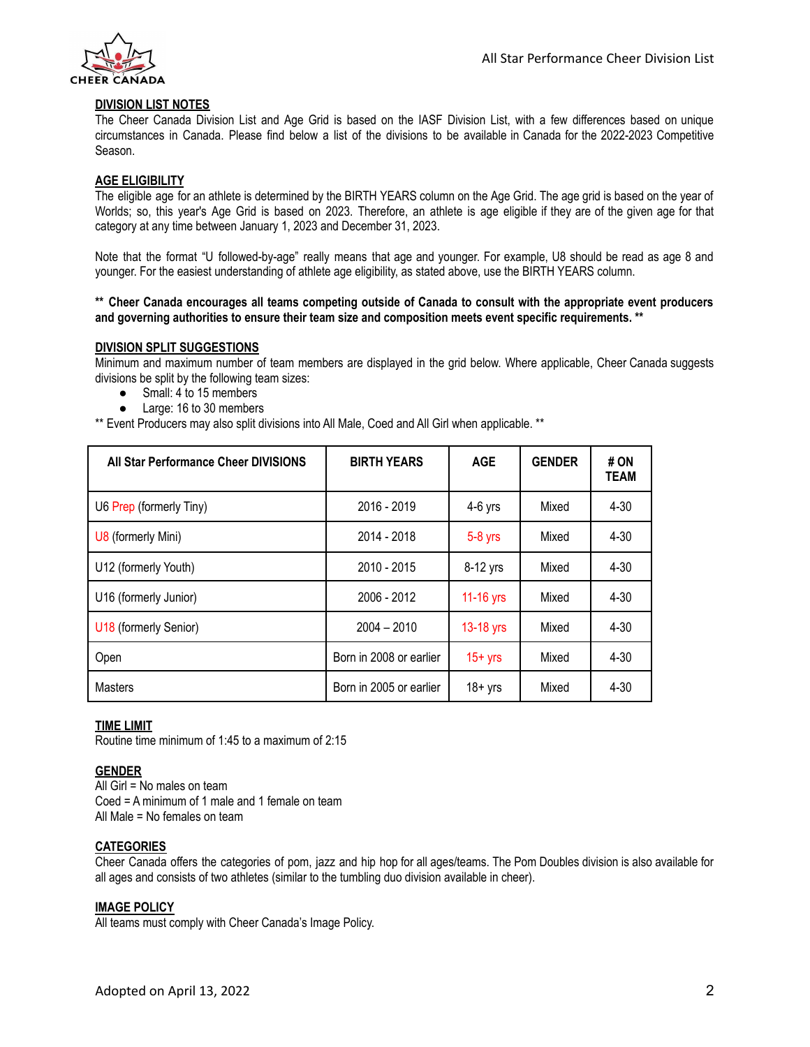## DIVISION LIST NOTES

The Cheer Canada Division List and Age Grid is based on the IASF Division List, with a few differences based on unique circumstances in Canada. Please find below a list of the divisions to be available in Canada for the 2022-2023 Competitive Season.

## AGE ELIGIBILITY

The eligible age for an athlete is determined by the BIRTH YEARS column on the Age Grid. The age grid is based on the year of Worlds; so, this year's Age Grid is based on 2023. Therefore, an athlete is age eligible if they are of the given age for that category at any time between January 1, 2023 and December 31, 2023.

Note that the format "U followed-by-age" really means that age and younger. For example, U8 should be read as age 8 and younger. For the easiest understanding of athlete age eligibility, as stated above, use the BIRTH YEARS column.

**\*\* Cheer Canada encourages all teams competing outside of Canada to consult with the appropriate event producers and governing authorities to ensure their team size and composition meets event specific requirements. \*\***

## DIVISION SPLIT SUGGESTIONS

Minimum and maximum number of team members are displayed in the grid below. Where applicable, Cheer Canada suggests divisions be split by the following team sizes:

- Small: 4 to 15 members
- Large: 16 to 30 members

** Event Producers may also split divisions into All Male, Coed and All Girl when applicable. **

| All Star Performance Cheer DIVISIONS | BIRTH YEARS | AGE | GENDER | # ON TEAM |
|---|---|---|---|---|
| U6 Prep (formerly Tiny) | 2016 - 2019 | 4-6 yrs | Mixed | 4-30 |
| U8 (formerly Mini) | 2014 - 2018 | 5-8 yrs | Mixed | 4-30 |
| U12 (formerly Youth) | 2010 - 2015 | 8-12 yrs | Mixed | 4-30 |
| U16 (formerly Junior) | 2006 - 2012 | 11-16 yrs | Mixed | 4-30 |
| U18 (formerly Senior) | 2004 – 2010 | 13-18 yrs | Mixed | 4-30 |
| Open | Born in 2008 or earlier | 15+ yrs | Mixed | 4-30 |
| Masters | Born in 2005 or earlier | 18+ yrs | Mixed | 4-30 |

## TIME LIMIT

Routine time minimum of 1:45 to a maximum of 2:15

## GENDER

All Girl = No males on team
Coed = A minimum of 1 male and 1 female on team
All Male = No females on team

## CATEGORIES

Cheer Canada offers the categories of pom, jazz and hip hop for all ages/teams. The Pom Doubles division is also available for all ages and consists of two athletes (similar to the tumbling duo division available in cheer).

## IMAGE POLICY

All teams must comply with Cheer Canada's Image Policy.

Adopted on April 13, 2022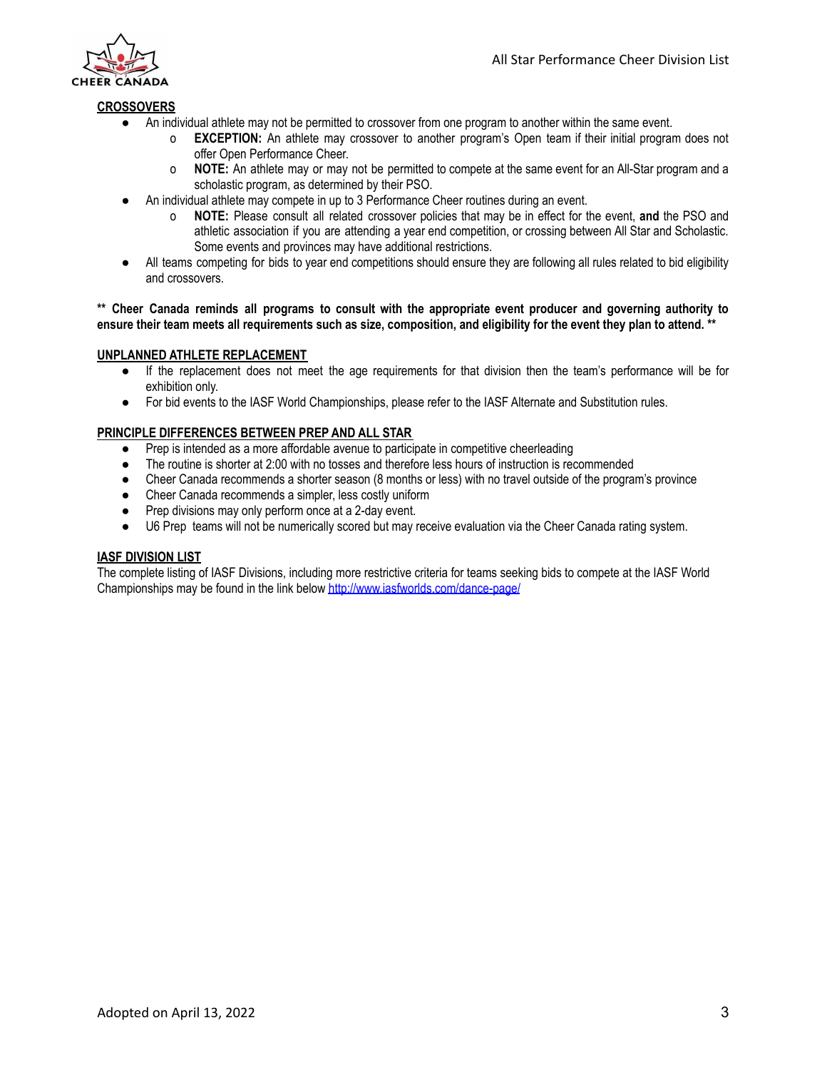## CROSSOVERS

- An individual athlete may not be permitted to crossover from one program to another within the same event.
  - **EXCEPTION:** An athlete may crossover to another program's Open team if their initial program does not offer Open Performance Cheer.
  - **NOTE:** An athlete may or may not be permitted to compete at the same event for an All-Star program and a scholastic program, as determined by their PSO.
- An individual athlete may compete in up to 3 Performance Cheer routines during an event.
  - **NOTE:** Please consult all related crossover policies that may be in effect for the event, **and** the PSO and athletic association if you are attending a year end competition, or crossing between All Star and Scholastic. Some events and provinces may have additional restrictions.
- All teams competing for bids to year end competitions should ensure they are following all rules related to bid eligibility and crossovers.

**** Cheer Canada reminds all programs to consult with the appropriate event producer and governing authority to ensure their team meets all requirements such as size, composition, and eligibility for the event they plan to attend. ****

## UNPLANNED ATHLETE REPLACEMENT

- If the replacement does not meet the age requirements for that division then the team's performance will be for exhibition only.
- For bid events to the IASF World Championships, please refer to the IASF Alternate and Substitution rules.

## PRINCIPLE DIFFERENCES BETWEEN PREP AND ALL STAR

- Prep is intended as a more affordable avenue to participate in competitive cheerleading
- The routine is shorter at 2:00 with no tosses and therefore less hours of instruction is recommended
- Cheer Canada recommends a shorter season (8 months or less) with no travel outside of the program's province
- Cheer Canada recommends a simpler, less costly uniform
- Prep divisions may only perform once at a 2-day event.
- U6 Prep teams will not be numerically scored but may receive evaluation via the Cheer Canada rating system.

## IASF DIVISION LIST

The complete listing of IASF Divisions, including more restrictive criteria for teams seeking bids to compete at the IASF World Championships may be found in the link below [http://www.iasfworlds.com/dance-page/](http://www.iasfworlds.com/dance-page/)